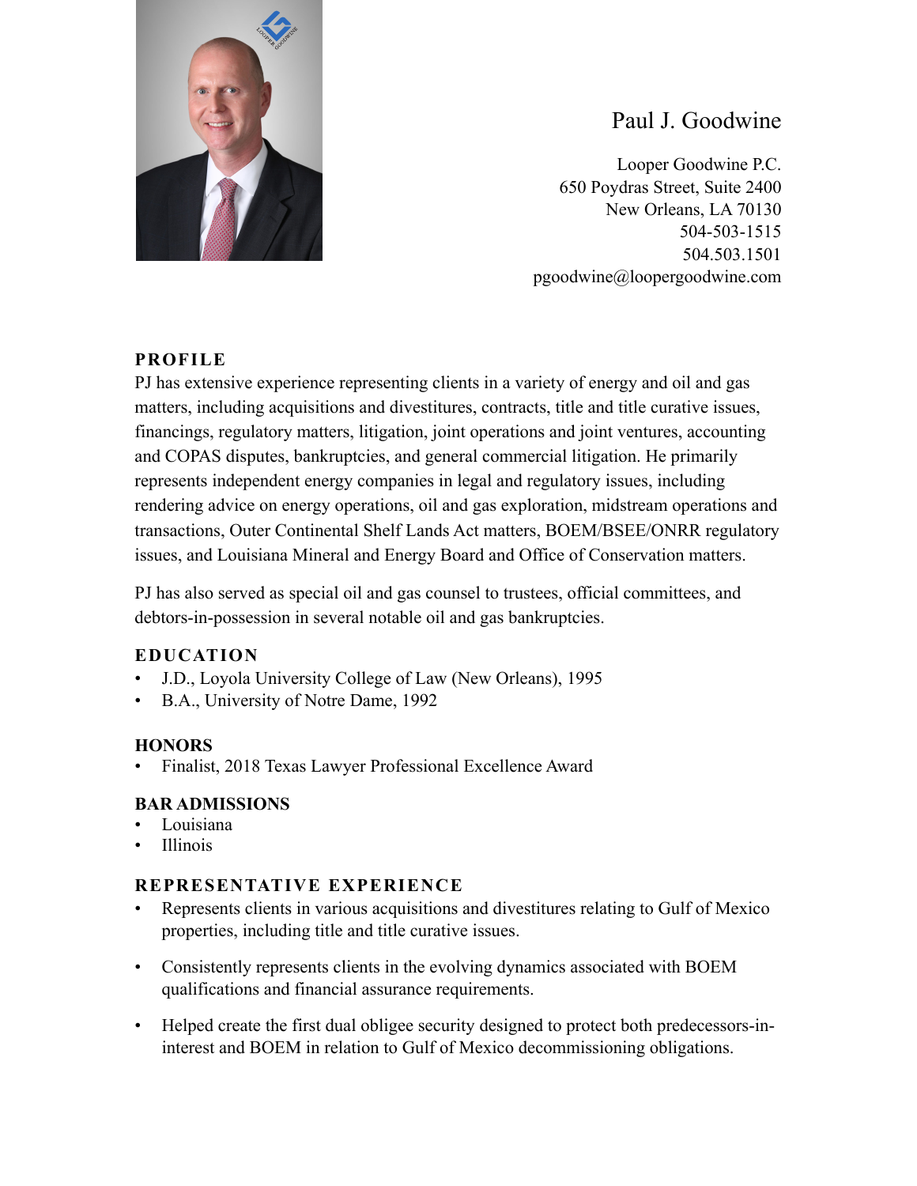# Paul J. Goodwine

Looper Goodwine P.C.
650 Poydras Street, Suite 2400
New Orleans, LA 70130
504-503-1515
504.503.1501
pgoodwine@loopergoodwine.com

## PROFILE

PJ has extensive experience representing clients in a variety of energy and oil and gas matters, including acquisitions and divestitures, contracts, title and title curative issues, financings, regulatory matters, litigation, joint operations and joint ventures, accounting and COPAS disputes, bankruptcies, and general commercial litigation. He primarily represents independent energy companies in legal and regulatory issues, including rendering advice on energy operations, oil and gas exploration, midstream operations and transactions, Outer Continental Shelf Lands Act matters, BOEM/BSEE/ONRR regulatory issues, and Louisiana Mineral and Energy Board and Office of Conservation matters.

PJ has also served as special oil and gas counsel to trustees, official committees, and debtors-in-possession in several notable oil and gas bankruptcies.

## EDUCATION

- J.D., Loyola University College of Law (New Orleans), 1995
- B.A., University of Notre Dame, 1992

## HONORS

- Finalist, 2018 Texas Lawyer Professional Excellence Award

## BAR ADMISSIONS

- Louisiana
- Illinois

## REPRESENTATIVE EXPERIENCE

- Represents clients in various acquisitions and divestitures relating to Gulf of Mexico properties, including title and title curative issues.
- Consistently represents clients in the evolving dynamics associated with BOEM qualifications and financial assurance requirements.
- Helped create the first dual obligee security designed to protect both predecessors-in-interest and BOEM in relation to Gulf of Mexico decommissioning obligations.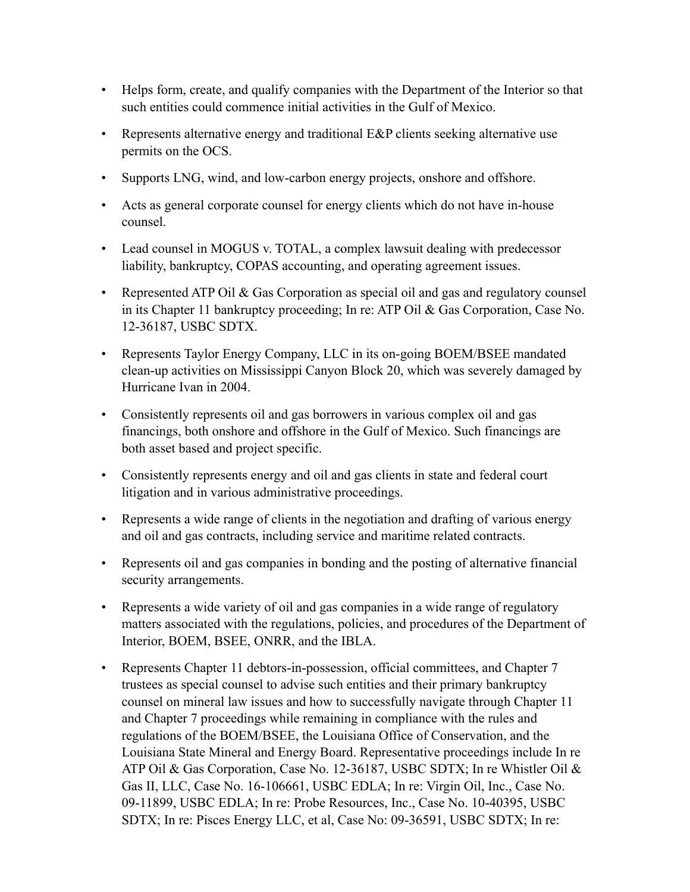- Helps form, create, and qualify companies with the Department of the Interior so that such entities could commence initial activities in the Gulf of Mexico.
- Represents alternative energy and traditional E&P clients seeking alternative use permits on the OCS.
- Supports LNG, wind, and low-carbon energy projects, onshore and offshore.
- Acts as general corporate counsel for energy clients which do not have in-house counsel.
- Lead counsel in MOGUS v. TOTAL, a complex lawsuit dealing with predecessor liability, bankruptcy, COPAS accounting, and operating agreement issues.
- Represented ATP Oil & Gas Corporation as special oil and gas and regulatory counsel in its Chapter 11 bankruptcy proceeding; In re: ATP Oil & Gas Corporation, Case No. 12-36187, USBC SDTX.
- Represents Taylor Energy Company, LLC in its on-going BOEM/BSEE mandated clean-up activities on Mississippi Canyon Block 20, which was severely damaged by Hurricane Ivan in 2004.
- Consistently represents oil and gas borrowers in various complex oil and gas financings, both onshore and offshore in the Gulf of Mexico. Such financings are both asset based and project specific.
- Consistently represents energy and oil and gas clients in state and federal court litigation and in various administrative proceedings.
- Represents a wide range of clients in the negotiation and drafting of various energy and oil and gas contracts, including service and maritime related contracts.
- Represents oil and gas companies in bonding and the posting of alternative financial security arrangements.
- Represents a wide variety of oil and gas companies in a wide range of regulatory matters associated with the regulations, policies, and procedures of the Department of Interior, BOEM, BSEE, ONRR, and the IBLA.
- Represents Chapter 11 debtors-in-possession, official committees, and Chapter 7 trustees as special counsel to advise such entities and their primary bankruptcy counsel on mineral law issues and how to successfully navigate through Chapter 11 and Chapter 7 proceedings while remaining in compliance with the rules and regulations of the BOEM/BSEE, the Louisiana Office of Conservation, and the Louisiana State Mineral and Energy Board. Representative proceedings include In re ATP Oil & Gas Corporation, Case No. 12-36187, USBC SDTX; In re Whistler Oil & Gas II, LLC, Case No. 16-106661, USBC EDLA; In re: Virgin Oil, Inc., Case No. 09-11899, USBC EDLA; In re: Probe Resources, Inc., Case No. 10-40395, USBC SDTX; In re: Pisces Energy LLC, et al, Case No: 09-36591, USBC SDTX; In re: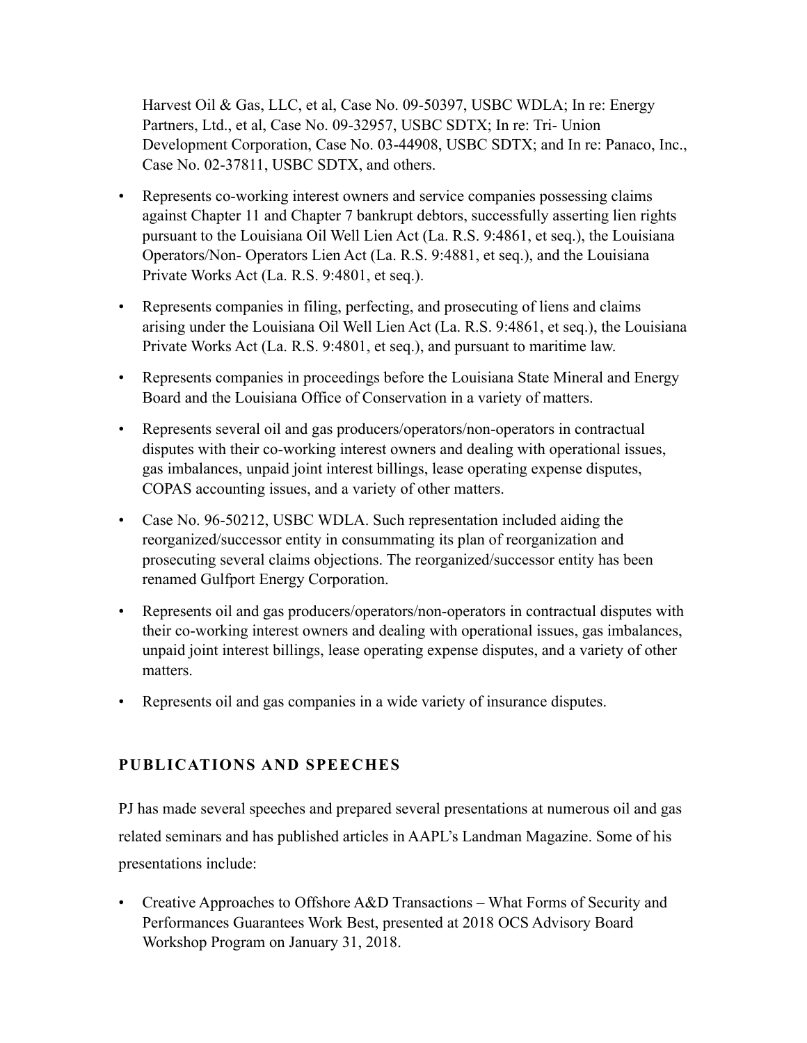Harvest Oil & Gas, LLC, et al, Case No. 09-50397, USBC WDLA; In re: Energy Partners, Ltd., et al, Case No. 09-32957, USBC SDTX; In re: Tri- Union Development Corporation, Case No. 03-44908, USBC SDTX; and In re: Panaco, Inc., Case No. 02-37811, USBC SDTX, and others.

- Represents co-working interest owners and service companies possessing claims against Chapter 11 and Chapter 7 bankrupt debtors, successfully asserting lien rights pursuant to the Louisiana Oil Well Lien Act (La. R.S. 9:4861, et seq.), the Louisiana Operators/Non- Operators Lien Act (La. R.S. 9:4881, et seq.), and the Louisiana Private Works Act (La. R.S. 9:4801, et seq.).
- Represents companies in filing, perfecting, and prosecuting of liens and claims arising under the Louisiana Oil Well Lien Act (La. R.S. 9:4861, et seq.), the Louisiana Private Works Act (La. R.S. 9:4801, et seq.), and pursuant to maritime law.
- Represents companies in proceedings before the Louisiana State Mineral and Energy Board and the Louisiana Office of Conservation in a variety of matters.
- Represents several oil and gas producers/operators/non-operators in contractual disputes with their co-working interest owners and dealing with operational issues, gas imbalances, unpaid joint interest billings, lease operating expense disputes, COPAS accounting issues, and a variety of other matters.
- Case No. 96-50212, USBC WDLA. Such representation included aiding the reorganized/successor entity in consummating its plan of reorganization and prosecuting several claims objections. The reorganized/successor entity has been renamed Gulfport Energy Corporation.
- Represents oil and gas producers/operators/non-operators in contractual disputes with their co-working interest owners and dealing with operational issues, gas imbalances, unpaid joint interest billings, lease operating expense disputes, and a variety of other matters.
- Represents oil and gas companies in a wide variety of insurance disputes.

## PUBLICATIONS AND SPEECHES

PJ has made several speeches and prepared several presentations at numerous oil and gas related seminars and has published articles in AAPL's Landman Magazine. Some of his presentations include:

- Creative Approaches to Offshore A&D Transactions – What Forms of Security and Performances Guarantees Work Best, presented at 2018 OCS Advisory Board Workshop Program on January 31, 2018.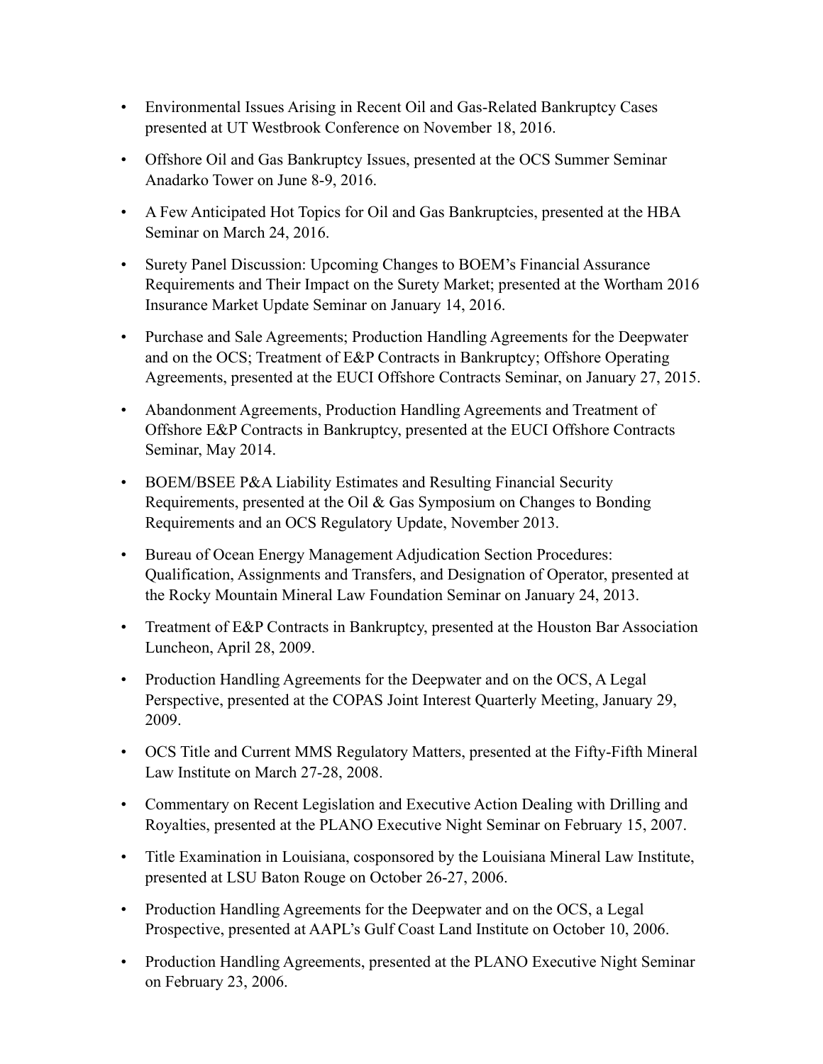- Environmental Issues Arising in Recent Oil and Gas-Related Bankruptcy Cases presented at UT Westbrook Conference on November 18, 2016.
- Offshore Oil and Gas Bankruptcy Issues, presented at the OCS Summer Seminar Anadarko Tower on June 8-9, 2016.
- A Few Anticipated Hot Topics for Oil and Gas Bankruptcies, presented at the HBA Seminar on March 24, 2016.
- Surety Panel Discussion: Upcoming Changes to BOEM's Financial Assurance Requirements and Their Impact on the Surety Market; presented at the Wortham 2016 Insurance Market Update Seminar on January 14, 2016.
- Purchase and Sale Agreements; Production Handling Agreements for the Deepwater and on the OCS; Treatment of E&P Contracts in Bankruptcy; Offshore Operating Agreements, presented at the EUCI Offshore Contracts Seminar, on January 27, 2015.
- Abandonment Agreements, Production Handling Agreements and Treatment of Offshore E&P Contracts in Bankruptcy, presented at the EUCI Offshore Contracts Seminar, May 2014.
- BOEM/BSEE P&A Liability Estimates and Resulting Financial Security Requirements, presented at the Oil & Gas Symposium on Changes to Bonding Requirements and an OCS Regulatory Update, November 2013.
- Bureau of Ocean Energy Management Adjudication Section Procedures: Qualification, Assignments and Transfers, and Designation of Operator, presented at the Rocky Mountain Mineral Law Foundation Seminar on January 24, 2013.
- Treatment of E&P Contracts in Bankruptcy, presented at the Houston Bar Association Luncheon, April 28, 2009.
- Production Handling Agreements for the Deepwater and on the OCS, A Legal Perspective, presented at the COPAS Joint Interest Quarterly Meeting, January 29, 2009.
- OCS Title and Current MMS Regulatory Matters, presented at the Fifty-Fifth Mineral Law Institute on March 27-28, 2008.
- Commentary on Recent Legislation and Executive Action Dealing with Drilling and Royalties, presented at the PLANO Executive Night Seminar on February 15, 2007.
- Title Examination in Louisiana, cosponsored by the Louisiana Mineral Law Institute, presented at LSU Baton Rouge on October 26-27, 2006.
- Production Handling Agreements for the Deepwater and on the OCS, a Legal Prospective, presented at AAPL's Gulf Coast Land Institute on October 10, 2006.
- Production Handling Agreements, presented at the PLANO Executive Night Seminar on February 23, 2006.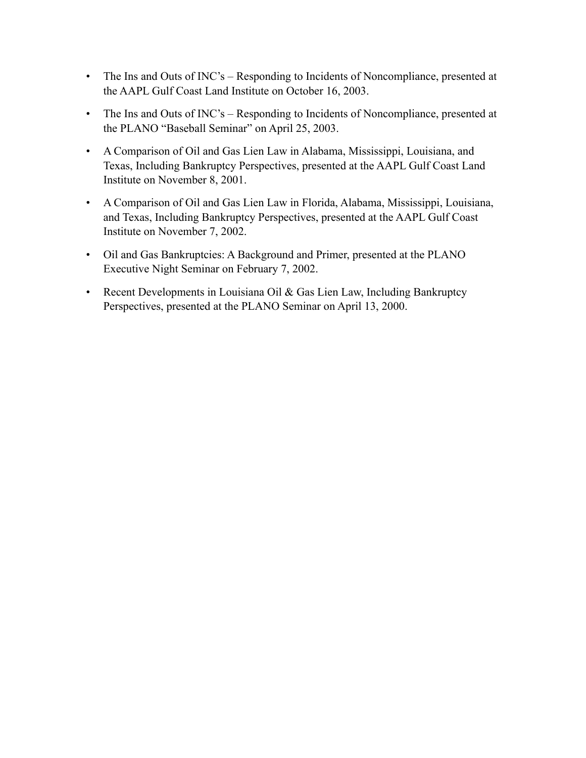- The Ins and Outs of INC's – Responding to Incidents of Noncompliance, presented at the AAPL Gulf Coast Land Institute on October 16, 2003.
- The Ins and Outs of INC's – Responding to Incidents of Noncompliance, presented at the PLANO "Baseball Seminar" on April 25, 2003.
- A Comparison of Oil and Gas Lien Law in Alabama, Mississippi, Louisiana, and Texas, Including Bankruptcy Perspectives, presented at the AAPL Gulf Coast Land Institute on November 8, 2001.
- A Comparison of Oil and Gas Lien Law in Florida, Alabama, Mississippi, Louisiana, and Texas, Including Bankruptcy Perspectives, presented at the AAPL Gulf Coast Institute on November 7, 2002.
- Oil and Gas Bankruptcies: A Background and Primer, presented at the PLANO Executive Night Seminar on February 7, 2002.
- Recent Developments in Louisiana Oil & Gas Lien Law, Including Bankruptcy Perspectives, presented at the PLANO Seminar on April 13, 2000.